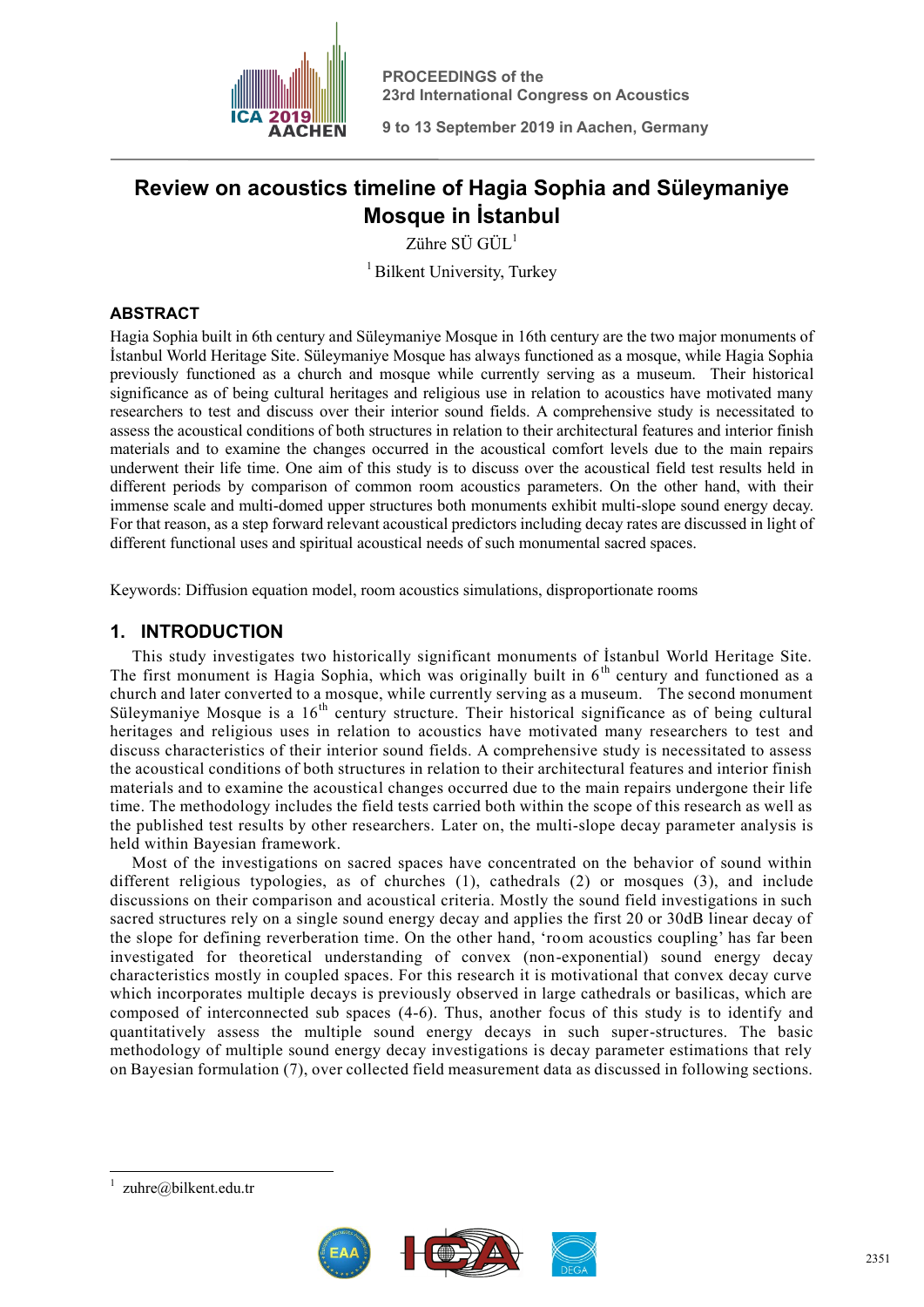# Review on acoustics timeline of Hagia Sophia and Süleymaniye Mosque in İstanbul

Zühre SÜ GÜL[1]

[1] Bilkent University, Turkey

## ABSTRACT

Hagia Sophia built in 6th century and Süleymaniye Mosque in 16th century are the two major monuments of İstanbul World Heritage Site. Süleymaniye Mosque has always functioned as a mosque, while Hagia Sophia previously functioned as a church and mosque while currently serving as a museum. Their historical significance as of being cultural heritages and religious use in relation to acoustics have motivated many researchers to test and discuss over their interior sound fields. A comprehensive study is necessitated to assess the acoustical conditions of both structures in relation to their architectural features and interior finish materials and to examine the changes occurred in the acoustical comfort levels due to the main repairs underwent their life time. One aim of this study is to discuss over the acoustical field test results held in different periods by comparison of common room acoustics parameters. On the other hand, with their immense scale and multi-domed upper structures both monuments exhibit multi-slope sound energy decay. For that reason, as a step forward relevant acoustical predictors including decay rates are discussed in light of different functional uses and spiritual acoustical needs of such monumental sacred spaces.

Keywords: Diffusion equation model, room acoustics simulations, disproportionate rooms

## 1. INTRODUCTION

This study investigates two historically significant monuments of İstanbul World Heritage Site. The first monument is Hagia Sophia, which was originally built in 6th century and functioned as a church and later converted to a mosque, while currently serving as a museum. The second monument Süleymaniye Mosque is a 16th century structure. Their historical significance as of being cultural heritages and religious uses in relation to acoustics have motivated many researchers to test and discuss characteristics of their interior sound fields. A comprehensive study is necessitated to assess the acoustical conditions of both structures in relation to their architectural features and interior finish materials and to examine the acoustical changes occurred due to the main repairs undergone their life time. The methodology includes the field tests carried both within the scope of this research as well as the published test results by other researchers. Later on, the multi-slope decay parameter analysis is held within Bayesian framework.

Most of the investigations on sacred spaces have concentrated on the behavior of sound within different religious typologies, as of churches (1), cathedrals (2) or mosques (3), and include discussions on their comparison and acoustical criteria. Mostly the sound field investigations in such sacred structures rely on a single sound energy decay and applies the first 20 or 30dB linear decay of the slope for defining reverberation time. On the other hand, 'room acoustics coupling' has far been investigated for theoretical understanding of convex (non-exponential) sound energy decay characteristics mostly in coupled spaces. For this research it is motivational that convex decay curve which incorporates multiple decays is previously observed in large cathedrals or basilicas, which are composed of interconnected sub spaces (4-6). Thus, another focus of this study is to identify and quantitatively assess the multiple sound energy decays in such super-structures. The basic methodology of multiple sound energy decay investigations is decay parameter estimations that rely on Bayesian formulation (7), over collected field measurement data as discussed in following sections.

---

[1] zuhre@bilkent.edu.tr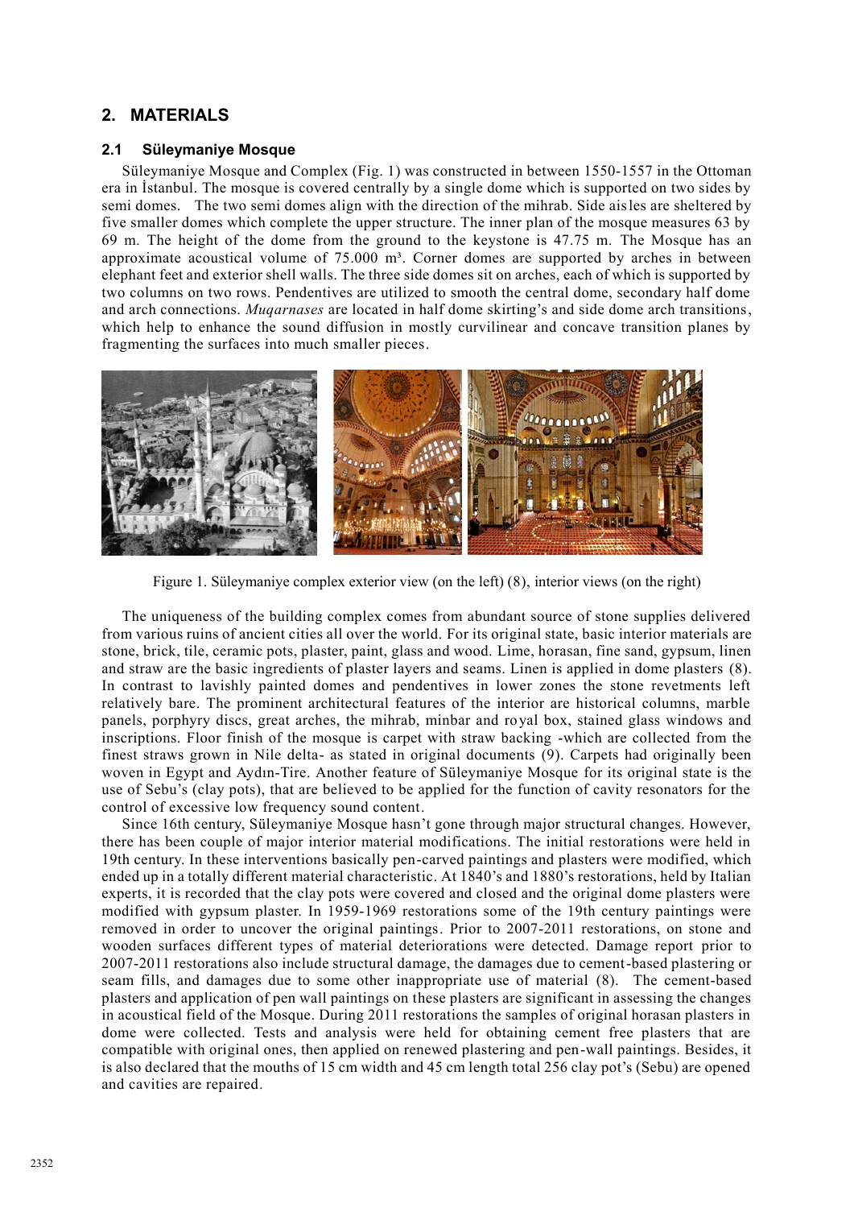## 2. MATERIALS

### 2.1 Süleymaniye Mosque

Süleymaniye Mosque and Complex (Fig. 1) was constructed in between 1550-1557 in the Ottoman era in İstanbul. The mosque is covered centrally by a single dome which is supported on two sides by semi domes. The two semi domes align with the direction of the mihrab. Side aisles are sheltered by five smaller domes which complete the upper structure. The inner plan of the mosque measures 63 by 69 m. The height of the dome from the ground to the keystone is 47.75 m. The Mosque has an approximate acoustical volume of 75.000 m³. Corner domes are supported by arches in between elephant feet and exterior shell walls. The three side domes sit on arches, each of which is supported by two columns on two rows. Pendentives are utilized to smooth the central dome, secondary half dome and arch connections. *Muqarnases* are located in half dome skirting's and side dome arch transitions, which help to enhance the sound diffusion in mostly curvilinear and concave transition planes by fragmenting the surfaces into much smaller pieces.

Figure 1. Süleymaniye complex exterior view (on the left) (8), interior views (on the right)

The uniqueness of the building complex comes from abundant source of stone supplies delivered from various ruins of ancient cities all over the world. For its original state, basic interior materials are stone, brick, tile, ceramic pots, plaster, paint, glass and wood. Lime, horasan, fine sand, gypsum, linen and straw are the basic ingredients of plaster layers and seams. Linen is applied in dome plasters (8). In contrast to lavishly painted domes and pendentives in lower zones the stone revetments left relatively bare. The prominent architectural features of the interior are historical columns, marble panels, porphyry discs, great arches, the mihrab, minbar and royal box, stained glass windows and inscriptions. Floor finish of the mosque is carpet with straw backing -which are collected from the finest straws grown in Nile delta- as stated in original documents (9). Carpets had originally been woven in Egypt and Aydın-Tire. Another feature of Süleymaniye Mosque for its original state is the use of Sebu's (clay pots), that are believed to be applied for the function of cavity resonators for the control of excessive low frequency sound content.

Since 16th century, Süleymaniye Mosque hasn't gone through major structural changes. However, there has been couple of major interior material modifications. The initial restorations were held in 19th century. In these interventions basically pen-carved paintings and plasters were modified, which ended up in a totally different material characteristic. At 1840's and 1880's restorations, held by Italian experts, it is recorded that the clay pots were covered and closed and the original dome plasters were modified with gypsum plaster. In 1959-1969 restorations some of the 19th century paintings were removed in order to uncover the original paintings. Prior to 2007-2011 restorations, on stone and wooden surfaces different types of material deteriorations were detected. Damage report prior to 2007-2011 restorations also include structural damage, the damages due to cement-based plastering or seam fills, and damages due to some other inappropriate use of material (8). The cement-based plasters and application of pen wall paintings on these plasters are significant in assessing the changes in acoustical field of the Mosque. During 2011 restorations the samples of original horasan plasters in dome were collected. Tests and analysis were held for obtaining cement free plasters that are compatible with original ones, then applied on renewed plastering and pen-wall paintings. Besides, it is also declared that the mouths of 15 cm width and 45 cm length total 256 clay pot's (Sebu) are opened and cavities are repaired.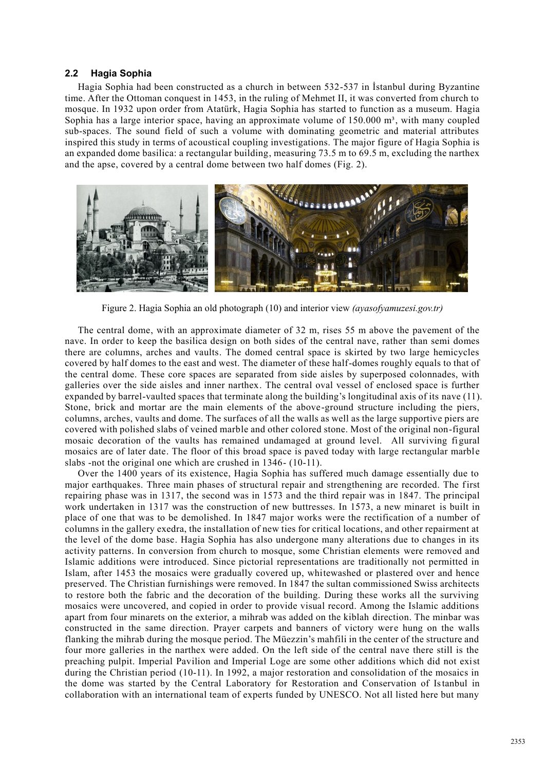## 2.2 Hagia Sophia

Hagia Sophia had been constructed as a church in between 532-537 in İstanbul during Byzantine time. After the Ottoman conquest in 1453, in the ruling of Mehmet II, it was converted from church to mosque. In 1932 upon order from Atatürk, Hagia Sophia has started to function as a museum. Hagia Sophia has a large interior space, having an approximate volume of 150.000 m³, with many coupled sub-spaces. The sound field of such a volume with dominating geometric and material attributes inspired this study in terms of acoustical coupling investigations. The major figure of Hagia Sophia is an expanded dome basilica: a rectangular building, measuring 73.5 m to 69.5 m, excluding the narthex and the apse, covered by a central dome between two half domes (Fig. 2).

Figure 2. Hagia Sophia an old photograph (10) and interior view *(ayasofyamuzesi.gov.tr)*

The central dome, with an approximate diameter of 32 m, rises 55 m above the pavement of the nave. In order to keep the basilica design on both sides of the central nave, rather than semi domes there are columns, arches and vaults. The domed central space is skirted by two large hemicycles covered by half domes to the east and west. The diameter of these half-domes roughly equals to that of the central dome. These core spaces are separated from side aisles by superposed colonnades, with galleries over the side aisles and inner narthex. The central oval vessel of enclosed space is further expanded by barrel-vaulted spaces that terminate along the building's longitudinal axis of its nave (11). Stone, brick and mortar are the main elements of the above-ground structure including the piers, columns, arches, vaults and dome. The surfaces of all the walls as well as the large supportive piers are covered with polished slabs of veined marble and other colored stone. Most of the original non-figural mosaic decoration of the vaults has remained undamaged at ground level. All surviving figural mosaics are of later date. The floor of this broad space is paved today with large rectangular marble slabs -not the original one which are crushed in 1346- (10-11).

Over the 1400 years of its existence, Hagia Sophia has suffered much damage essentially due to major earthquakes. Three main phases of structural repair and strengthening are recorded. The first repairing phase was in 1317, the second was in 1573 and the third repair was in 1847. The principal work undertaken in 1317 was the construction of new buttresses. In 1573, a new minaret is built in place of one that was to be demolished. In 1847 major works were the rectification of a number of columns in the gallery exedra, the installation of new ties for critical locations, and other repairment at the level of the dome base. Hagia Sophia has also undergone many alterations due to changes in its activity patterns. In conversion from church to mosque, some Christian elements were removed and Islamic additions were introduced. Since pictorial representations are traditionally not permitted in Islam, after 1453 the mosaics were gradually covered up, whitewashed or plastered over and hence preserved. The Christian furnishings were removed. In 1847 the sultan commissioned Swiss architects to restore both the fabric and the decoration of the building. During these works all the surviving mosaics were uncovered, and copied in order to provide visual record. Among the Islamic additions apart from four minarets on the exterior, a mihrab was added on the kiblah direction. The minbar was constructed in the same direction. Prayer carpets and banners of victory were hung on the walls flanking the mihrab during the mosque period. The Müezzin's mahfili in the center of the structure and four more galleries in the narthex were added. On the left side of the central nave there still is the preaching pulpit. Imperial Pavilion and Imperial Loge are some other additions which did not exist during the Christian period (10-11). In 1992, a major restoration and consolidation of the mosaics in the dome was started by the Central Laboratory for Restoration and Conservation of Istanbul in collaboration with an international team of experts funded by UNESCO. Not all listed here but many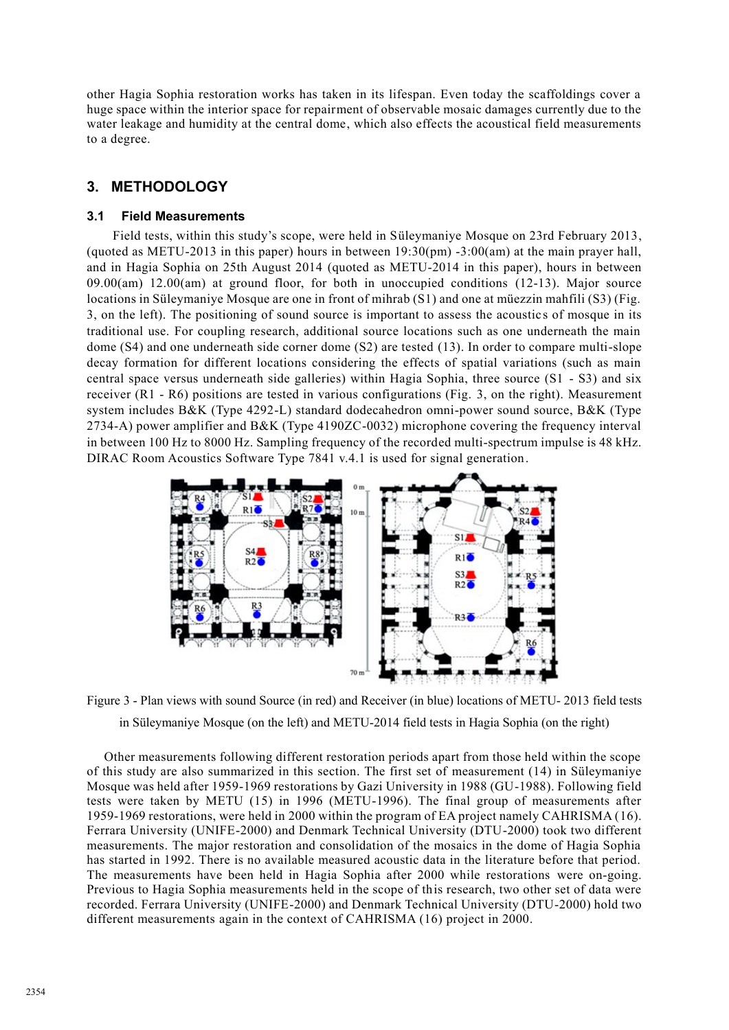other Hagia Sophia restoration works has taken in its lifespan. Even today the scaffoldings cover a huge space within the interior space for repairment of observable mosaic damages currently due to the water leakage and humidity at the central dome, which also effects the acoustical field measurements to a degree.

## 3. METHODOLOGY

### 3.1 Field Measurements

Field tests, within this study's scope, were held in Süleymaniye Mosque on 23rd February 2013, (quoted as METU-2013 in this paper) hours in between 19:30(pm) -3:00(am) at the main prayer hall, and in Hagia Sophia on 25th August 2014 (quoted as METU-2014 in this paper), hours in between 09.00(am) 12.00(am) at ground floor, for both in unoccupied conditions (12-13). Major source locations in Süleymaniye Mosque are one in front of mihrab (S1) and one at müezzin mahfili (S3) (Fig. 3, on the left). The positioning of sound source is important to assess the acoustics of mosque in its traditional use. For coupling research, additional source locations such as one underneath the main dome (S4) and one underneath side corner dome (S2) are tested (13). In order to compare multi-slope decay formation for different locations considering the effects of spatial variations (such as main central space versus underneath side galleries) within Hagia Sophia, three source (S1 - S3) and six receiver (R1 - R6) positions are tested in various configurations (Fig. 3, on the right). Measurement system includes B&K (Type 4292-L) standard dodecahedron omni-power sound source, B&K (Type 2734-A) power amplifier and B&K (Type 4190ZC-0032) microphone covering the frequency interval in between 100 Hz to 8000 Hz. Sampling frequency of the recorded multi-spectrum impulse is 48 kHz. DIRAC Room Acoustics Software Type 7841 v.4.1 is used for signal generation.

Figure 3 - Plan views with sound Source (in red) and Receiver (in blue) locations of METU- 2013 field tests in Süleymaniye Mosque (on the left) and METU-2014 field tests in Hagia Sophia (on the right)

Other measurements following different restoration periods apart from those held within the scope of this study are also summarized in this section. The first set of measurement (14) in Süleymaniye Mosque was held after 1959-1969 restorations by Gazi University in 1988 (GU-1988). Following field tests were taken by METU (15) in 1996 (METU-1996). The final group of measurements after 1959-1969 restorations, were held in 2000 within the program of EA project namely CAHRISMA (16). Ferrara University (UNIFE-2000) and Denmark Technical University (DTU-2000) took two different measurements. The major restoration and consolidation of the mosaics in the dome of Hagia Sophia has started in 1992. There is no available measured acoustic data in the literature before that period. The measurements have been held in Hagia Sophia after 2000 while restorations were on-going. Previous to Hagia Sophia measurements held in the scope of this research, two other set of data were recorded. Ferrara University (UNIFE-2000) and Denmark Technical University (DTU-2000) hold two different measurements again in the context of CAHRISMA (16) project in 2000.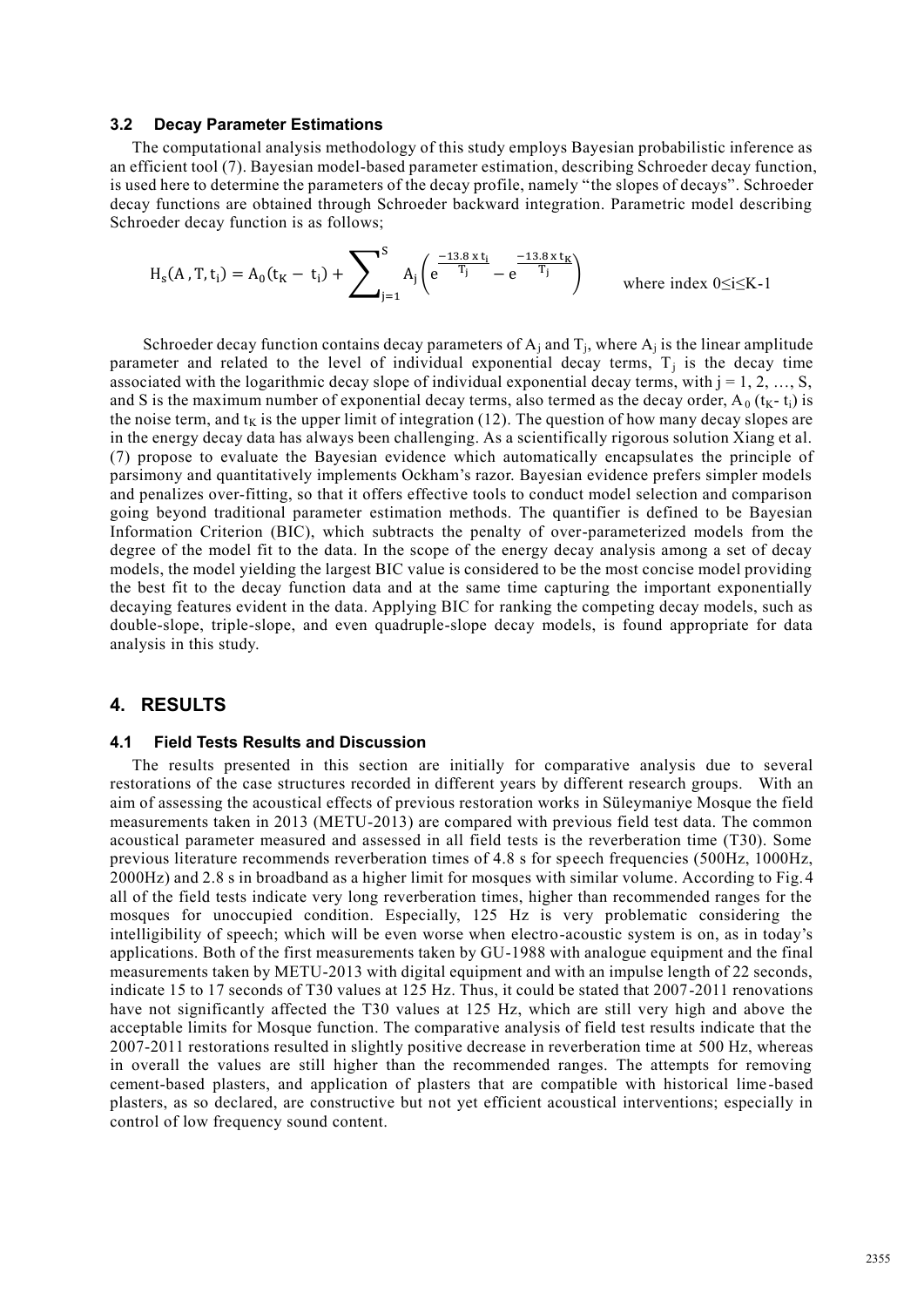### 3.2 Decay Parameter Estimations

The computational analysis methodology of this study employs Bayesian probabilistic inference as an efficient tool (7). Bayesian model-based parameter estimation, describing Schroeder decay function, is used here to determine the parameters of the decay profile, namely "the slopes of decays". Schroeder decay functions are obtained through Schroeder backward integration. Parametric model describing Schroeder decay function is as follows;

$$H_s(A, T, t_i) = A_0(t_K - t_i) + \sum_{j=1}^{S} A_j \left( e^{\frac{-13.8 \times t_i}{T_j}} - e^{\frac{-13.8 \times t_K}{T_j}} \right) \qquad \text{where index } 0 \leq i \leq K-1$$

Schroeder decay function contains decay parameters of $A_j$ and $T_j$, where $A_j$ is the linear amplitude parameter and related to the level of individual exponential decay terms, $T_j$ is the decay time associated with the logarithmic decay slope of individual exponential decay terms, with $j = 1, 2, \ldots, S$, and S is the maximum number of exponential decay terms, also termed as the decay order, $A_0\,(t_K - t_i)$ is the noise term, and $t_K$ is the upper limit of integration (12). The question of how many decay slopes are in the energy decay data has always been challenging. As a scientifically rigorous solution Xiang et al. (7) propose to evaluate the Bayesian evidence which automatically encapsulates the principle of parsimony and quantitatively implements Ockham's razor. Bayesian evidence prefers simpler models and penalizes over-fitting, so that it offers effective tools to conduct model selection and comparison going beyond traditional parameter estimation methods. The quantifier is defined to be Bayesian Information Criterion (BIC), which subtracts the penalty of over-parameterized models from the degree of the model fit to the data. In the scope of the energy decay analysis among a set of decay models, the model yielding the largest BIC value is considered to be the most concise model providing the best fit to the decay function data and at the same time capturing the important exponentially decaying features evident in the data. Applying BIC for ranking the competing decay models, such as double-slope, triple-slope, and even quadruple-slope decay models, is found appropriate for data analysis in this study.

## 4. RESULTS

### 4.1 Field Tests Results and Discussion

The results presented in this section are initially for comparative analysis due to several restorations of the case structures recorded in different years by different research groups. With an aim of assessing the acoustical effects of previous restoration works in Süleymaniye Mosque the field measurements taken in 2013 (METU-2013) are compared with previous field test data. The common acoustical parameter measured and assessed in all field tests is the reverberation time (T30). Some previous literature recommends reverberation times of 4.8 s for speech frequencies (500Hz, 1000Hz, 2000Hz) and 2.8 s in broadband as a higher limit for mosques with similar volume. According to Fig.4 all of the field tests indicate very long reverberation times, higher than recommended ranges for the mosques for unoccupied condition. Especially, 125 Hz is very problematic considering the intelligibility of speech; which will be even worse when electro-acoustic system is on, as in today's applications. Both of the first measurements taken by GU-1988 with analogue equipment and the final measurements taken by METU-2013 with digital equipment and with an impulse length of 22 seconds, indicate 15 to 17 seconds of T30 values at 125 Hz. Thus, it could be stated that 2007-2011 renovations have not significantly affected the T30 values at 125 Hz, which are still very high and above the acceptable limits for Mosque function. The comparative analysis of field test results indicate that the 2007-2011 restorations resulted in slightly positive decrease in reverberation time at 500 Hz, whereas in overall the values are still higher than the recommended ranges. The attempts for removing cement-based plasters, and application of plasters that are compatible with historical lime-based plasters, as so declared, are constructive but not yet efficient acoustical interventions; especially in control of low frequency sound content.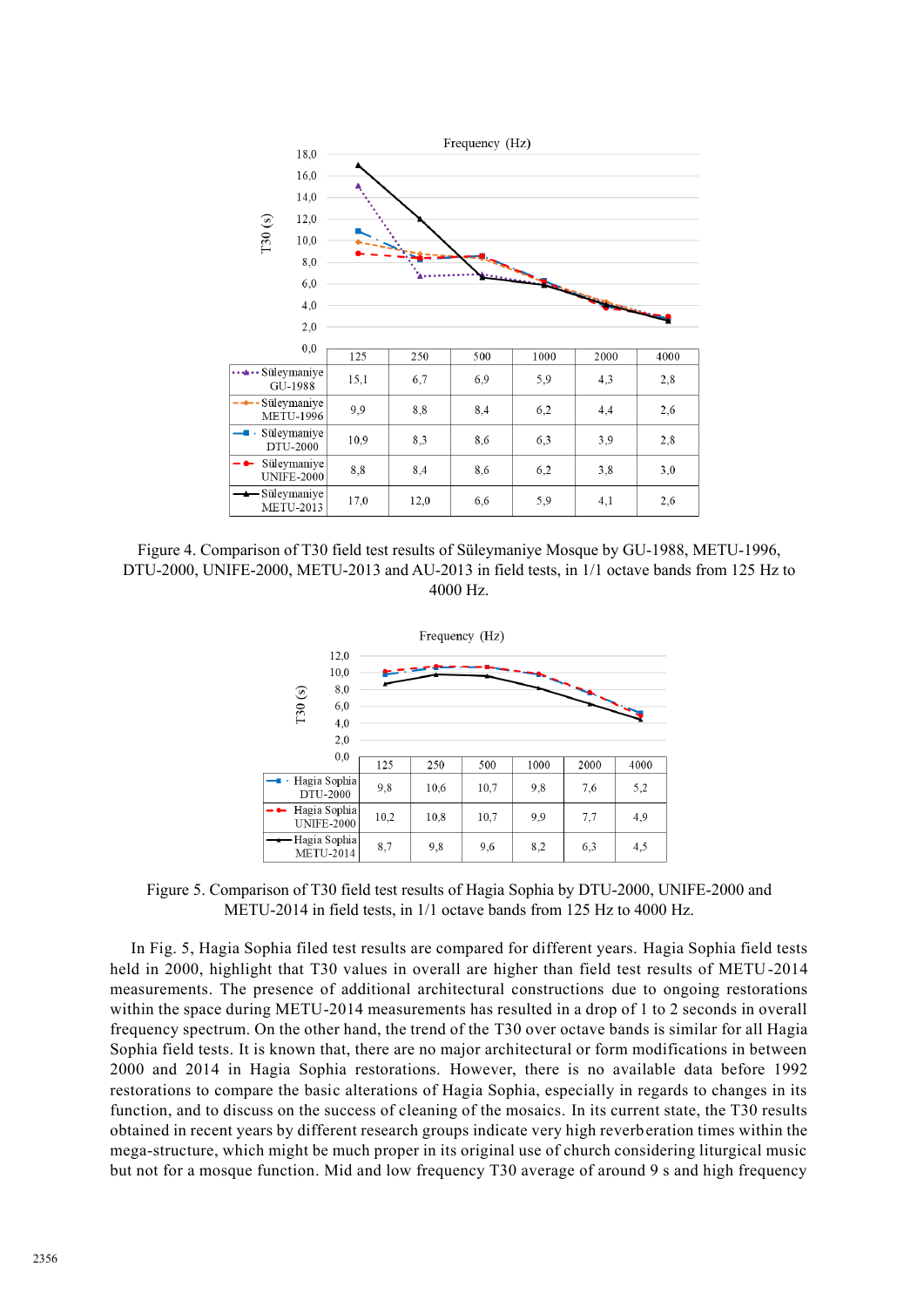Frequency (Hz)

| | 125 | 250 | 500 | 1000 | 2000 | 4000 |
|---|---|---|---|---|---|---|
| Süleymaniye GU-1988 | 15,1 | 6,7 | 6,9 | 5,9 | 4,3 | 2,8 |
| Süleymaniye METU-1996 | 9,9 | 8,8 | 8,4 | 6,2 | 4,4 | 2,6 |
| Süleymaniye DTU-2000 | 10,9 | 8,3 | 8,6 | 6,3 | 3,9 | 2,8 |
| Süleymaniye UNIFE-2000 | 8,8 | 8,4 | 8,6 | 6,2 | 3,8 | 3,0 |
| Süleymaniye METU-2013 | 17,0 | 12,0 | 6,6 | 5,9 | 4,1 | 2,6 |

Figure 4. Comparison of T30 field test results of Süleymaniye Mosque by GU-1988, METU-1996, DTU-2000, UNIFE-2000, METU-2013 and AU-2013 in field tests, in 1/1 octave bands from 125 Hz to 4000 Hz.

Frequency (Hz)

| | 125 | 250 | 500 | 1000 | 2000 | 4000 |
|---|---|---|---|---|---|---|
| Hagia Sophia DTU-2000 | 9,8 | 10,6 | 10,7 | 9,8 | 7,6 | 5,2 |
| Hagia Sophia UNIFE-2000 | 10,2 | 10,8 | 10,7 | 9,9 | 7,7 | 4,9 |
| Hagia Sophia METU-2014 | 8,7 | 9,8 | 9,6 | 8,2 | 6,3 | 4,5 |

Figure 5. Comparison of T30 field test results of Hagia Sophia by DTU-2000, UNIFE-2000 and METU-2014 in field tests, in 1/1 octave bands from 125 Hz to 4000 Hz.

In Fig. 5, Hagia Sophia filed test results are compared for different years. Hagia Sophia field tests held in 2000, highlight that T30 values in overall are higher than field test results of METU-2014 measurements. The presence of additional architectural constructions due to ongoing restorations within the space during METU-2014 measurements has resulted in a drop of 1 to 2 seconds in overall frequency spectrum. On the other hand, the trend of the T30 over octave bands is similar for all Hagia Sophia field tests. It is known that, there are no major architectural or form modifications in between 2000 and 2014 in Hagia Sophia restorations. However, there is no available data before 1992 restorations to compare the basic alterations of Hagia Sophia, especially in regards to changes in its function, and to discuss on the success of cleaning of the mosaics. In its current state, the T30 results obtained in recent years by different research groups indicate very high reverberation times within the mega-structure, which might be much proper in its original use of church considering liturgical music but not for a mosque function. Mid and low frequency T30 average of around 9 s and high frequency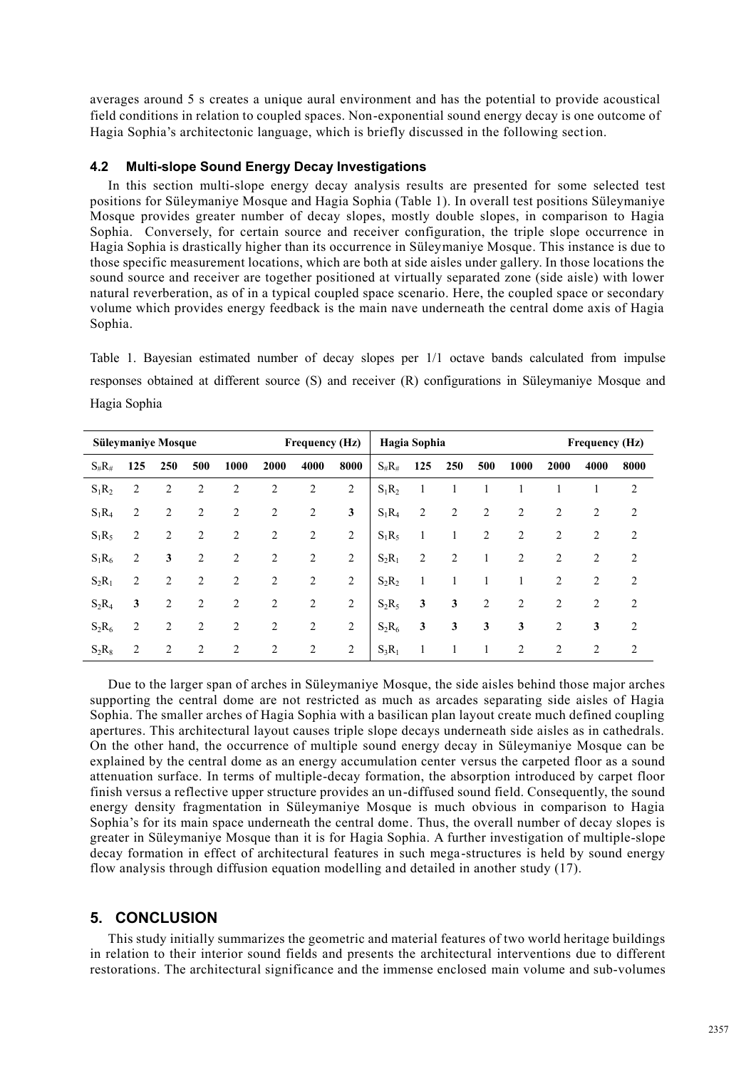averages around 5 s creates a unique aural environment and has the potential to provide acoustical field conditions in relation to coupled spaces. Non-exponential sound energy decay is one outcome of Hagia Sophia's architectonic language, which is briefly discussed in the following section.

### 4.2 Multi-slope Sound Energy Decay Investigations

In this section multi-slope energy decay analysis results are presented for some selected test positions for Süleymaniye Mosque and Hagia Sophia (Table 1). In overall test positions Süleymaniye Mosque provides greater number of decay slopes, mostly double slopes, in comparison to Hagia Sophia. Conversely, for certain source and receiver configuration, the triple slope occurrence in Hagia Sophia is drastically higher than its occurrence in Süleymaniye Mosque. This instance is due to those specific measurement locations, which are both at side aisles under gallery. In those locations the sound source and receiver are together positioned at virtually separated zone (side aisle) with lower natural reverberation, as of in a typical coupled space scenario. Here, the coupled space or secondary volume which provides energy feedback is the main nave underneath the central dome axis of Hagia Sophia.

Table 1. Bayesian estimated number of decay slopes per 1/1 octave bands calculated from impulse responses obtained at different source (S) and receiver (R) configurations in Süleymaniye Mosque and Hagia Sophia

| **Süleymaniye Mosque** | | | | | | **Frequency (Hz)** | | **Hagia Sophia** | | | | | | **Frequency (Hz)** | |
|---|---|---|---|---|---|---|---|---|---|---|---|---|---|---|---|
| $S_\#R_\#$ | **125** | **250** | **500** | **1000** | **2000** | **4000** | **8000** | $S_\#R_\#$ | **125** | **250** | **500** | **1000** | **2000** | **4000** | **8000** |
| $S_1R_2$ | 2 | 2 | 2 | 2 | 2 | 2 | 2 | $S_1R_2$ | 1 | 1 | 1 | 1 | 1 | 1 | 2 |
| $S_1R_4$ | 2 | 2 | 2 | 2 | 2 | 2 | **3** | $S_1R_4$ | 2 | 2 | 2 | 2 | 2 | 2 | 2 |
| $S_1R_5$ | 2 | 2 | 2 | 2 | 2 | 2 | 2 | $S_1R_5$ | 1 | 1 | 2 | 2 | 2 | 2 | 2 |
| $S_1R_6$ | 2 | **3** | 2 | 2 | 2 | 2 | 2 | $S_2R_1$ | 2 | 2 | 1 | 2 | 2 | 2 | 2 |
| $S_2R_1$ | 2 | 2 | 2 | 2 | 2 | 2 | 2 | $S_2R_2$ | 1 | 1 | 1 | 1 | 2 | 2 | 2 |
| $S_2R_4$ | **3** | 2 | 2 | 2 | 2 | 2 | 2 | $S_2R_5$ | **3** | **3** | 2 | 2 | 2 | 2 | 2 |
| $S_2R_6$ | 2 | 2 | 2 | 2 | 2 | 2 | 2 | $S_2R_6$ | **3** | **3** | **3** | **3** | 2 | **3** | 2 |
| $S_2R_8$ | 2 | 2 | 2 | 2 | 2 | 2 | 2 | $S_3R_1$ | 1 | 1 | 1 | 2 | 2 | 2 | 2 |

Due to the larger span of arches in Süleymaniye Mosque, the side aisles behind those major arches supporting the central dome are not restricted as much as arcades separating side aisles of Hagia Sophia. The smaller arches of Hagia Sophia with a basilican plan layout create much defined coupling apertures. This architectural layout causes triple slope decays underneath side aisles as in cathedrals. On the other hand, the occurrence of multiple sound energy decay in Süleymaniye Mosque can be explained by the central dome as an energy accumulation center versus the carpeted floor as a sound attenuation surface. In terms of multiple-decay formation, the absorption introduced by carpet floor finish versus a reflective upper structure provides an un-diffused sound field. Consequently, the sound energy density fragmentation in Süleymaniye Mosque is much obvious in comparison to Hagia Sophia's for its main space underneath the central dome. Thus, the overall number of decay slopes is greater in Süleymaniye Mosque than it is for Hagia Sophia. A further investigation of multiple-slope decay formation in effect of architectural features in such mega-structures is held by sound energy flow analysis through diffusion equation modelling and detailed in another study (17).

## 5. CONCLUSION

This study initially summarizes the geometric and material features of two world heritage buildings in relation to their interior sound fields and presents the architectural interventions due to different restorations. The architectural significance and the immense enclosed main volume and sub-volumes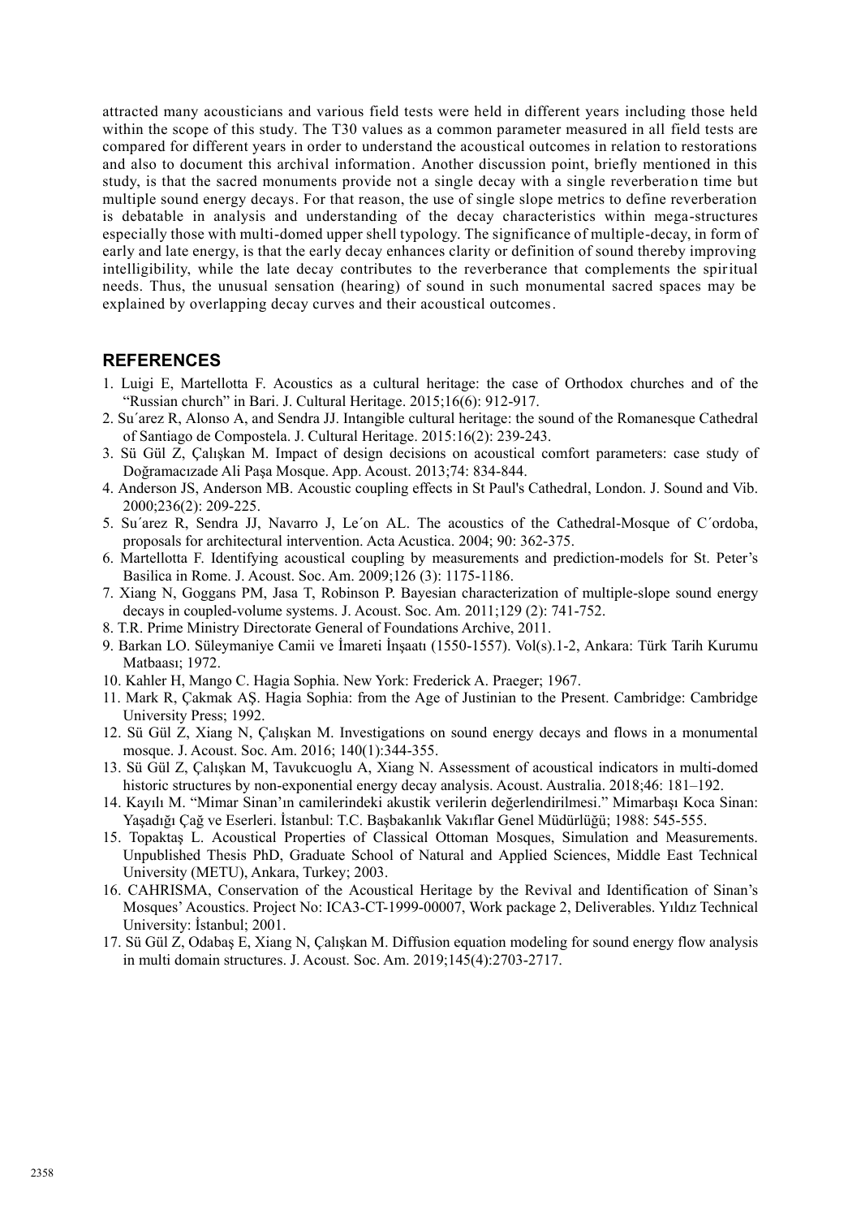attracted many acousticians and various field tests were held in different years including those held within the scope of this study. The T30 values as a common parameter measured in all field tests are compared for different years in order to understand the acoustical outcomes in relation to restorations and also to document this archival information. Another discussion point, briefly mentioned in this study, is that the sacred monuments provide not a single decay with a single reverberation time but multiple sound energy decays. For that reason, the use of single slope metrics to define reverberation is debatable in analysis and understanding of the decay characteristics within mega-structures especially those with multi-domed upper shell typology. The significance of multiple-decay, in form of early and late energy, is that the early decay enhances clarity or definition of sound thereby improving intelligibility, while the late decay contributes to the reverberance that complements the spiritual needs. Thus, the unusual sensation (hearing) of sound in such monumental sacred spaces may be explained by overlapping decay curves and their acoustical outcomes.

## REFERENCES

1. Luigi E, Martellotta F. Acoustics as a cultural heritage: the case of Orthodox churches and of the "Russian church" in Bari. J. Cultural Heritage. 2015;16(6): 912-917.
2. Su´arez R, Alonso A, and Sendra JJ. Intangible cultural heritage: the sound of the Romanesque Cathedral of Santiago de Compostela. J. Cultural Heritage. 2015:16(2): 239-243.
3. Sü Gül Z, Çalışkan M. Impact of design decisions on acoustical comfort parameters: case study of Doğramacızade Ali Paşa Mosque. App. Acoust. 2013;74: 834-844.
4. Anderson JS, Anderson MB. Acoustic coupling effects in St Paul's Cathedral, London. J. Sound and Vib. 2000;236(2): 209-225.
5. Su´arez R, Sendra JJ, Navarro J, Le´on AL. The acoustics of the Cathedral-Mosque of C´ordoba, proposals for architectural intervention. Acta Acustica. 2004; 90: 362-375.
6. Martellotta F. Identifying acoustical coupling by measurements and prediction-models for St. Peter's Basilica in Rome. J. Acoust. Soc. Am. 2009;126 (3): 1175-1186.
7. Xiang N, Goggans PM, Jasa T, Robinson P. Bayesian characterization of multiple-slope sound energy decays in coupled-volume systems. J. Acoust. Soc. Am. 2011;129 (2): 741-752.
8. T.R. Prime Ministry Directorate General of Foundations Archive, 2011.
9. Barkan LO. Süleymaniye Camii ve İmareti İnşaatı (1550-1557). Vol(s).1-2, Ankara: Türk Tarih Kurumu Matbaası; 1972.
10. Kahler H, Mango C. Hagia Sophia. New York: Frederick A. Praeger; 1967.
11. Mark R, Çakmak AŞ. Hagia Sophia: from the Age of Justinian to the Present. Cambridge: Cambridge University Press; 1992.
12. Sü Gül Z, Xiang N, Çalışkan M. Investigations on sound energy decays and flows in a monumental mosque. J. Acoust. Soc. Am. 2016; 140(1):344-355.
13. Sü Gül Z, Çalışkan M, Tavukcuoglu A, Xiang N. Assessment of acoustical indicators in multi-domed historic structures by non-exponential energy decay analysis. Acoust. Australia. 2018;46: 181–192.
14. Kayılı M. "Mimar Sinan'ın camilerindeki akustik verilerin değerlendirilmesi." Mimarbaşı Koca Sinan: Yaşadığı Çağ ve Eserleri. İstanbul: T.C. Başbakanlık Vakıflar Genel Müdürlüğü; 1988: 545-555.
15. Topaktaş L. Acoustical Properties of Classical Ottoman Mosques, Simulation and Measurements. Unpublished Thesis PhD, Graduate School of Natural and Applied Sciences, Middle East Technical University (METU), Ankara, Turkey; 2003.
16. CAHRISMA, Conservation of the Acoustical Heritage by the Revival and Identification of Sinan's Mosques' Acoustics. Project No: ICA3-CT-1999-00007, Work package 2, Deliverables. Yıldız Technical University: İstanbul; 2001.
17. Sü Gül Z, Odabaş E, Xiang N, Çalışkan M. Diffusion equation modeling for sound energy flow analysis in multi domain structures. J. Acoust. Soc. Am. 2019;145(4):2703-2717.